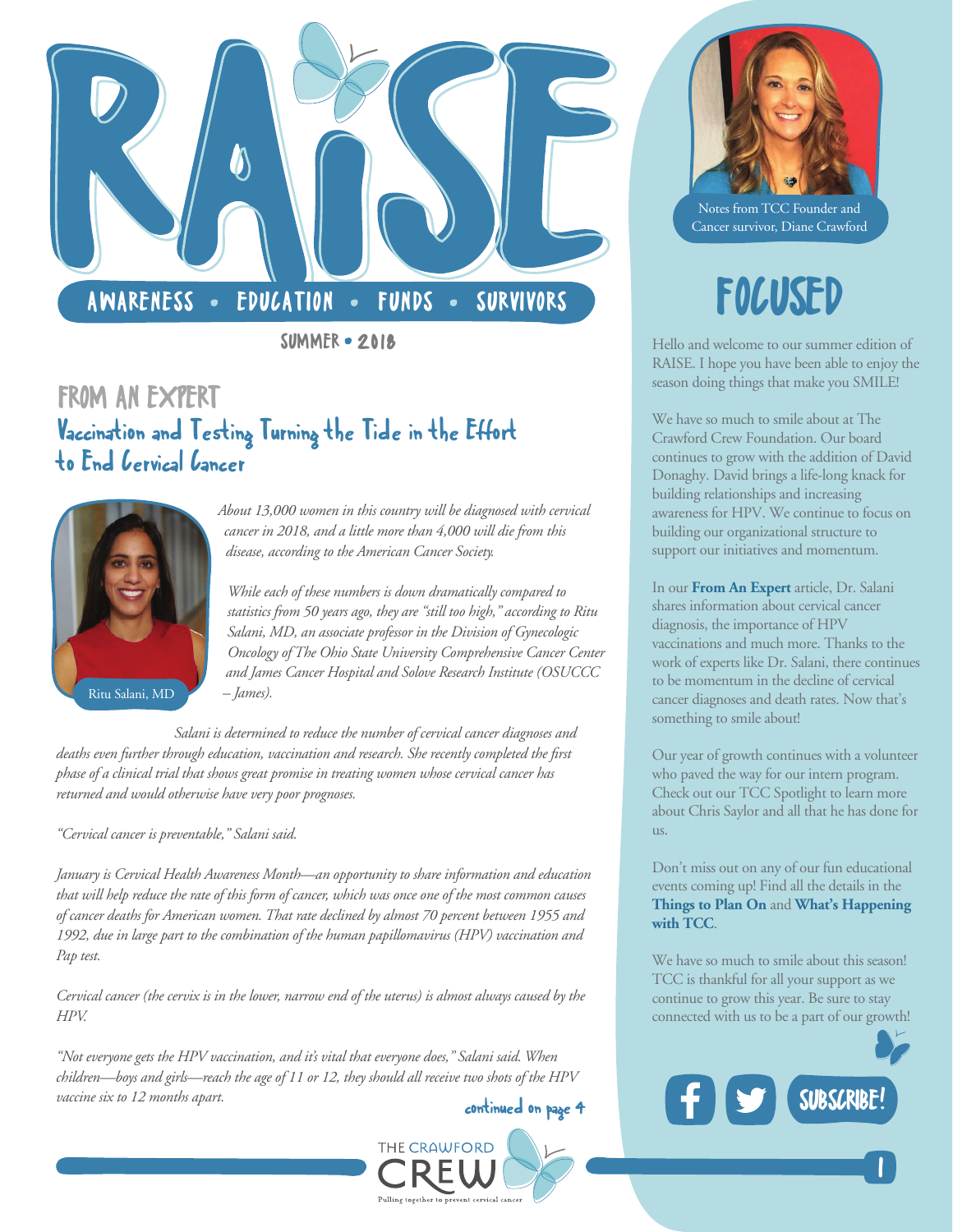# RAISE

AWARENESS • EDUCATION • FUNDS • SURVIVORS

SUMMER • 2018

## FROM AN EXPERT

### Vaccination and Testing Turning the Tide in the Effort to End Cervical Cancer

Ritu Salani, MD

*About 13,000 women in this country will be diagnosed with cervical cancer in 2018, and a little more than 4,000 will die from this disease, according to the American Cancer Society.*

*While each of these numbers is down dramatically compared to statistics from 50 years ago, they are "still too high," according to Ritu Salani, MD, an associate professor in the Division of Gynecologic Oncology of The Ohio State University Comprehensive Cancer Center and James Cancer Hospital and Solove Research Institute (OSUCCC – James).*

*Salani is determined to reduce the number of cervical cancer diagnoses and deaths even further through education, vaccination and research. She recently completed the first phase of a clinical trial that shows great promise in treating women whose cervical cancer has returned and would otherwise have very poor prognoses.*

*"Cervical cancer is preventable," Salani said.*

*January is Cervical Health Awareness Month—an opportunity to share information and education that will help reduce the rate of this form of cancer, which was once one of the most common causes of cancer deaths for American women. That rate declined by almost 70 percent between 1955 and 1992, due in large part to the combination of the human papillomavirus (HPV) vaccination and Pap test.*

*Cervical cancer (the cervix is in the lower, narrow end of the uterus) is almost always caused by the HPV.*

*"Not everyone gets the HPV vaccination, and it's vital that everyone does," Salani said. When children—boys and girls—reach the age of 11 or 12, they should all receive two shots of the HPV vaccine six to 12 months apart.*

continued on page 4

THE CRAWFORD CREW
Pulling together to prevent cervical cancer

---

Notes from TCC Founder and Cancer survivor, Diane Crawford

## FOCUSED

Hello and welcome to our summer edition of RAISE. I hope you have been able to enjoy the season doing things that make you SMILE!

We have so much to smile about at The Crawford Crew Foundation. Our board continues to grow with the addition of David Donaghy. David brings a life-long knack for building relationships and increasing awareness for HPV. We continue to focus on building our organizational structure to support our initiatives and momentum.

In our **From An Expert** article, Dr. Salani shares information about cervical cancer diagnosis, the importance of HPV vaccinations and much more. Thanks to the work of experts like Dr. Salani, there continues to be momentum in the decline of cervical cancer diagnoses and death rates. Now that's something to smile about!

Our year of growth continues with a volunteer who paved the way for our intern program. Check out our TCC Spotlight to learn more about Chris Saylor and all that he has done for us.

Don't miss out on any of our fun educational events coming up! Find all the details in the **Things to Plan On** and **What's Happening with TCC**.

We have so much to smile about this season! TCC is thankful for all your support as we continue to grow this year. Be sure to stay connected with us to be a part of our growth!

SUBSCRIBE!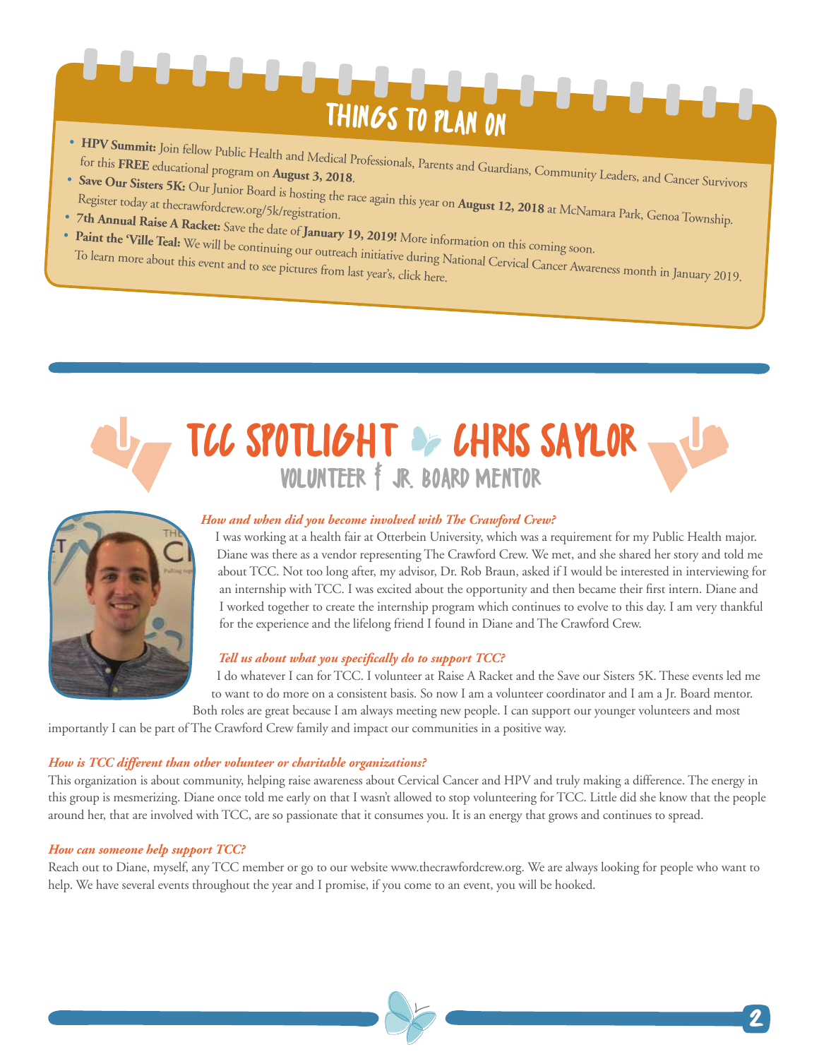## THINGS TO PLAN ON

- **HPV Summit:** Join fellow Public Health and Medical Professionals, Parents and Guardians, Community Leaders, and Cancer Survivors for this **FREE** educational program on **August 3, 2018**.
- **Save Our Sisters 5K:** Our Junior Board is hosting the race again this year on **August 12, 2018** at McNamara Park, Genoa Township. Register today at thecrawfordcrew.org/5k/registration.
- **7th Annual Raise A Racket:** Save the date of **January 19, 2019!** More information on this coming soon.
- **Paint the 'Ville Teal:** We will be continuing our outreach initiative during National Cervical Cancer Awareness month in January 2019. To learn more about this event and to see pictures from last year's, click here.

## TCC SPOTLIGHT CHRIS SAYLOR

### VOLUNTEER & JR. BOARD MENTOR

***How and when did you become involved with The Crawford Crew?***

I was working at a health fair at Otterbein University, which was a requirement for my Public Health major. Diane was there as a vendor representing The Crawford Crew. We met, and she shared her story and told me about TCC. Not too long after, my advisor, Dr. Rob Braun, asked if I would be interested in interviewing for an internship with TCC. I was excited about the opportunity and then became their first intern. Diane and I worked together to create the internship program which continues to evolve to this day. I am very thankful for the experience and the lifelong friend I found in Diane and The Crawford Crew.

***Tell us about what you specifically do to support TCC?***

I do whatever I can for TCC. I volunteer at Raise A Racket and the Save our Sisters 5K. These events led me to want to do more on a consistent basis. So now I am a volunteer coordinator and I am a Jr. Board mentor. Both roles are great because I am always meeting new people. I can support our younger volunteers and most importantly I can be part of The Crawford Crew family and impact our communities in a positive way.

***How is TCC different than other volunteer or charitable organizations?***

This organization is about community, helping raise awareness about Cervical Cancer and HPV and truly making a difference. The energy in this group is mesmerizing. Diane once told me early on that I wasn't allowed to stop volunteering for TCC. Little did she know that the people around her, that are involved with TCC, are so passionate that it consumes you. It is an energy that grows and continues to spread.

***How can someone help support TCC?***

Reach out to Diane, myself, any TCC member or go to our website www.thecrawfordcrew.org. We are always looking for people who want to help. We have several events throughout the year and I promise, if you come to an event, you will be hooked.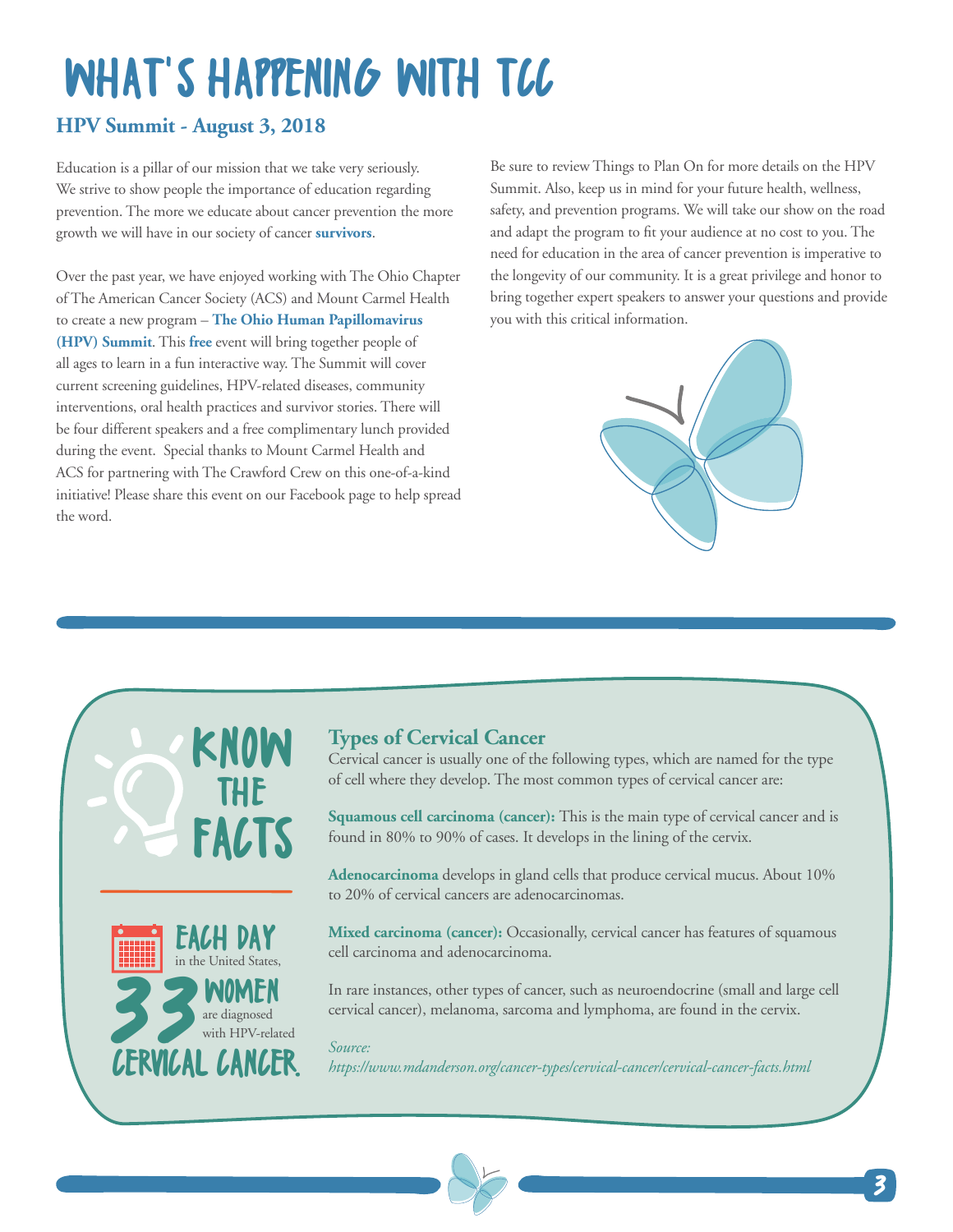# WHAT'S HAPPENING WITH TCC

## HPV Summit - August 3, 2018

Education is a pillar of our mission that we take very seriously. We strive to show people the importance of education regarding prevention. The more we educate about cancer prevention the more growth we will have in our society of cancer **survivors**.

Over the past year, we have enjoyed working with The Ohio Chapter of The American Cancer Society (ACS) and Mount Carmel Health to create a new program – **The Ohio Human Papillomavirus (HPV) Summit**. This **free** event will bring together people of all ages to learn in a fun interactive way. The Summit will cover current screening guidelines, HPV-related diseases, community interventions, oral health practices and survivor stories. There will be four different speakers and a free complimentary lunch provided during the event. Special thanks to Mount Carmel Health and ACS for partnering with The Crawford Crew on this one-of-a-kind initiative! Please share this event on our Facebook page to help spread the word.

Be sure to review Things to Plan On for more details on the HPV Summit. Also, keep us in mind for your future health, wellness, safety, and prevention programs. We will take our show on the road and adapt the program to fit your audience at no cost to you. The need for education in the area of cancer prevention is imperative to the longevity of our community. It is a great privilege and honor to bring together expert speakers to answer your questions and provide you with this critical information.

## KNOW THE FACTS

**EACH DAY** in the United States, **33 WOMEN** are diagnosed with HPV-related **CERVICAL CANCER.**

### Types of Cervical Cancer

Cervical cancer is usually one of the following types, which are named for the type of cell where they develop. The most common types of cervical cancer are:

**Squamous cell carcinoma (cancer):** This is the main type of cervical cancer and is found in 80% to 90% of cases. It develops in the lining of the cervix.

**Adenocarcinoma** develops in gland cells that produce cervical mucus. About 10% to 20% of cervical cancers are adenocarcinomas.

**Mixed carcinoma (cancer):** Occasionally, cervical cancer has features of squamous cell carcinoma and adenocarcinoma.

In rare instances, other types of cancer, such as neuroendocrine (small and large cell cervical cancer), melanoma, sarcoma and lymphoma, are found in the cervix.

*Source:*
*https://www.mdanderson.org/cancer-types/cervical-cancer/cervical-cancer-facts.html*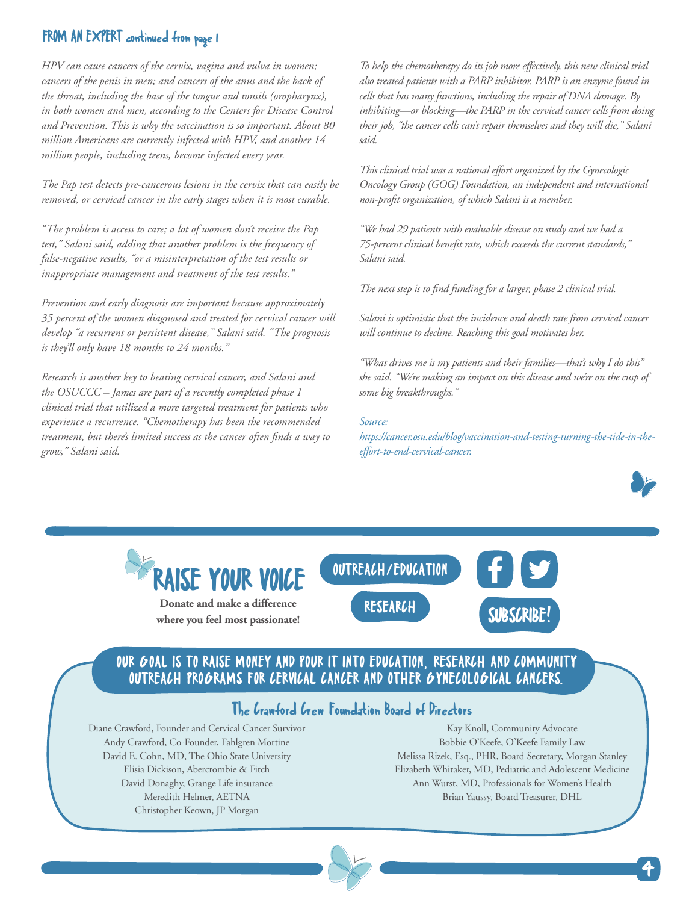## FROM AN EXPERT continued from page 1

*HPV can cause cancers of the cervix, vagina and vulva in women; cancers of the penis in men; and cancers of the anus and the back of the throat, including the base of the tongue and tonsils (oropharynx), in both women and men, according to the Centers for Disease Control and Prevention. This is why the vaccination is so important. About 80 million Americans are currently infected with HPV, and another 14 million people, including teens, become infected every year.*

*The Pap test detects pre-cancerous lesions in the cervix that can easily be removed, or cervical cancer in the early stages when it is most curable.*

*"The problem is access to care; a lot of women don't receive the Pap test," Salani said, adding that another problem is the frequency of false-negative results, "or a misinterpretation of the test results or inappropriate management and treatment of the test results."*

*Prevention and early diagnosis are important because approximately 35 percent of the women diagnosed and treated for cervical cancer will develop "a recurrent or persistent disease," Salani said. "The prognosis is they'll only have 18 months to 24 months."*

*Research is another key to beating cervical cancer, and Salani and the OSUCCC – James are part of a recently completed phase 1 clinical trial that utilized a more targeted treatment for patients who experience a recurrence. "Chemotherapy has been the recommended treatment, but there's limited success as the cancer often finds a way to grow," Salani said.*

*To help the chemotherapy do its job more effectively, this new clinical trial also treated patients with a PARP inhibitor. PARP is an enzyme found in cells that has many functions, including the repair of DNA damage. By inhibiting—or blocking—the PARP in the cervical cancer cells from doing their job, "the cancer cells can't repair themselves and they will die," Salani said.*

*This clinical trial was a national effort organized by the Gynecologic Oncology Group (GOG) Foundation, an independent and international non-profit organization, of which Salani is a member.*

*"We had 29 patients with evaluable disease on study and we had a 75-percent clinical benefit rate, which exceeds the current standards," Salani said.*

*The next step is to find funding for a larger, phase 2 clinical trial.*

*Salani is optimistic that the incidence and death rate from cervical cancer will continue to decline. Reaching this goal motivates her.*

*"What drives me is my patients and their families—that's why I do this" she said. "We're making an impact on this disease and we're on the cusp of some big breakthroughs."*

*Source:*
*https://cancer.osu.edu/blog/vaccination-and-testing-turning-the-tide-in-the-effort-to-end-cervical-cancer.*

## RAISE YOUR VOICE

**Donate and make a difference where you feel most passionate!**

OUTREACH/EDUCATION

RESEARCH

SUBSCRIBE!

### OUR GOAL IS TO RAISE MONEY AND POUR IT INTO EDUCATION, RESEARCH AND COMMUNITY OUTREACH PROGRAMS FOR CERVICAL CANCER AND OTHER GYNECOLOGICAL CANCERS.

### The Crawford Crew Foundation Board of Directors

Diane Crawford, Founder and Cervical Cancer Survivor
Andy Crawford, Co-Founder, Fahlgren Mortine
David E. Cohn, MD, The Ohio State University
Elisia Dickison, Abercrombie & Fitch
David Donaghy, Grange Life insurance
Meredith Helmer, AETNA
Christopher Keown, JP Morgan
Kay Knoll, Community Advocate
Bobbie O'Keefe, O'Keefe Family Law
Melissa Rizek, Esq., PHR, Board Secretary, Morgan Stanley
Elizabeth Whitaker, MD, Pediatric and Adolescent Medicine
Ann Wurst, MD, Professionals for Women's Health
Brian Yaussy, Board Treasurer, DHL